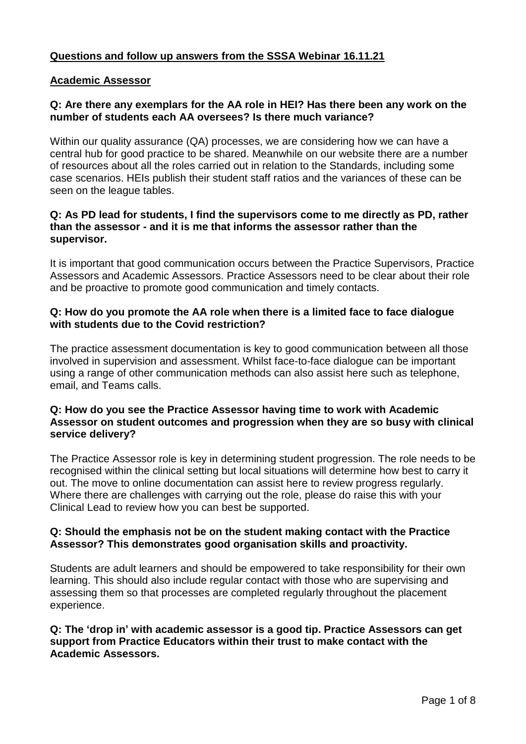## Questions and follow up answers from the SSSA Webinar 16.11.21

### Academic Assessor

**Q: Are there any exemplars for the AA role in HEI? Has there been any work on the number of students each AA oversees? Is there much variance?**

Within our quality assurance (QA) processes, we are considering how we can have a central hub for good practice to be shared. Meanwhile on our website there are a number of resources about all the roles carried out in relation to the Standards, including some case scenarios. HEIs publish their student staff ratios and the variances of these can be seen on the league tables.

**Q: As PD lead for students, I find the supervisors come to me directly as PD, rather than the assessor - and it is me that informs the assessor rather than the supervisor.**

It is important that good communication occurs between the Practice Supervisors, Practice Assessors and Academic Assessors. Practice Assessors need to be clear about their role and be proactive to promote good communication and timely contacts.

**Q: How do you promote the AA role when there is a limited face to face dialogue with students due to the Covid restriction?**

The practice assessment documentation is key to good communication between all those involved in supervision and assessment. Whilst face-to-face dialogue can be important using a range of other communication methods can also assist here such as telephone, email, and Teams calls.

**Q: How do you see the Practice Assessor having time to work with Academic Assessor on student outcomes and progression when they are so busy with clinical service delivery?**

The Practice Assessor role is key in determining student progression. The role needs to be recognised within the clinical setting but local situations will determine how best to carry it out. The move to online documentation can assist here to review progress regularly. Where there are challenges with carrying out the role, please do raise this with your Clinical Lead to review how you can best be supported.

**Q: Should the emphasis not be on the student making contact with the Practice Assessor? This demonstrates good organisation skills and proactivity.**

Students are adult learners and should be empowered to take responsibility for their own learning. This should also include regular contact with those who are supervising and assessing them so that processes are completed regularly throughout the placement experience.

**Q: The 'drop in' with academic assessor is a good tip. Practice Assessors can get support from Practice Educators within their trust to make contact with the Academic Assessors.**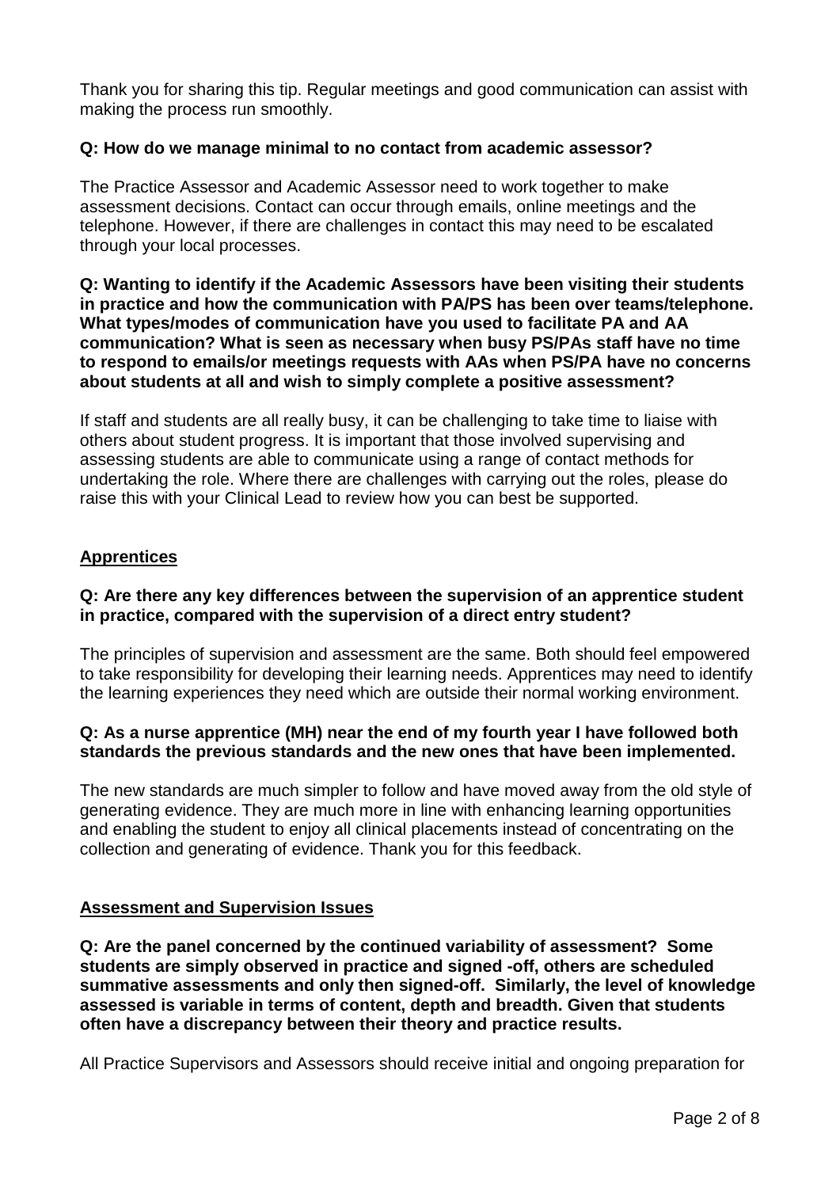Thank you for sharing this tip. Regular meetings and good communication can assist with making the process run smoothly.

**Q: How do we manage minimal to no contact from academic assessor?**

The Practice Assessor and Academic Assessor need to work together to make assessment decisions. Contact can occur through emails, online meetings and the telephone. However, if there are challenges in contact this may need to be escalated through your local processes.

**Q: Wanting to identify if the Academic Assessors have been visiting their students in practice and how the communication with PA/PS has been over teams/telephone. What types/modes of communication have you used to facilitate PA and AA communication? What is seen as necessary when busy PS/PAs staff have no time to respond to emails/or meetings requests with AAs when PS/PA have no concerns about students at all and wish to simply complete a positive assessment?**

If staff and students are all really busy, it can be challenging to take time to liaise with others about student progress. It is important that those involved supervising and assessing students are able to communicate using a range of contact methods for undertaking the role. Where there are challenges with carrying out the roles, please do raise this with your Clinical Lead to review how you can best be supported.

## Apprentices

**Q: Are there any key differences between the supervision of an apprentice student in practice, compared with the supervision of a direct entry student?**

The principles of supervision and assessment are the same. Both should feel empowered to take responsibility for developing their learning needs. Apprentices may need to identify the learning experiences they need which are outside their normal working environment.

**Q: As a nurse apprentice (MH) near the end of my fourth year I have followed both standards the previous standards and the new ones that have been implemented.**

The new standards are much simpler to follow and have moved away from the old style of generating evidence. They are much more in line with enhancing learning opportunities and enabling the student to enjoy all clinical placements instead of concentrating on the collection and generating of evidence. Thank you for this feedback.

## Assessment and Supervision Issues

**Q: Are the panel concerned by the continued variability of assessment? Some students are simply observed in practice and signed -off, others are scheduled summative assessments and only then signed-off. Similarly, the level of knowledge assessed is variable in terms of content, depth and breadth. Given that students often have a discrepancy between their theory and practice results.**

All Practice Supervisors and Assessors should receive initial and ongoing preparation for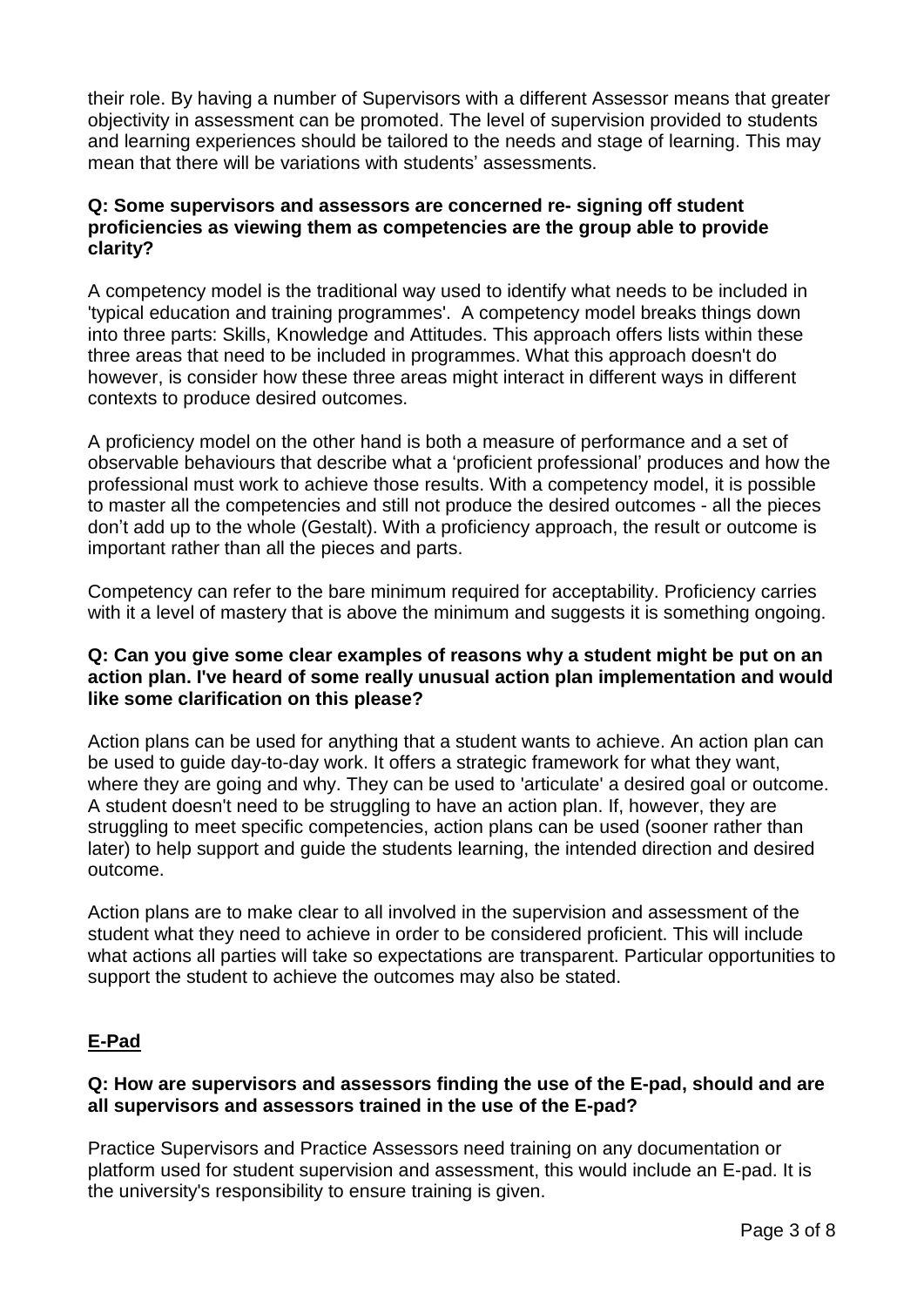their role. By having a number of Supervisors with a different Assessor means that greater objectivity in assessment can be promoted. The level of supervision provided to students and learning experiences should be tailored to the needs and stage of learning. This may mean that there will be variations with students' assessments.

**Q: Some supervisors and assessors are concerned re- signing off student proficiencies as viewing them as competencies are the group able to provide clarity?**

A competency model is the traditional way used to identify what needs to be included in 'typical education and training programmes'. A competency model breaks things down into three parts: Skills, Knowledge and Attitudes. This approach offers lists within these three areas that need to be included in programmes. What this approach doesn't do however, is consider how these three areas might interact in different ways in different contexts to produce desired outcomes.

A proficiency model on the other hand is both a measure of performance and a set of observable behaviours that describe what a 'proficient professional' produces and how the professional must work to achieve those results. With a competency model, it is possible to master all the competencies and still not produce the desired outcomes - all the pieces don't add up to the whole (Gestalt). With a proficiency approach, the result or outcome is important rather than all the pieces and parts.

Competency can refer to the bare minimum required for acceptability. Proficiency carries with it a level of mastery that is above the minimum and suggests it is something ongoing.

**Q: Can you give some clear examples of reasons why a student might be put on an action plan. I've heard of some really unusual action plan implementation and would like some clarification on this please?**

Action plans can be used for anything that a student wants to achieve. An action plan can be used to guide day-to-day work. It offers a strategic framework for what they want, where they are going and why. They can be used to 'articulate' a desired goal or outcome. A student doesn't need to be struggling to have an action plan. If, however, they are struggling to meet specific competencies, action plans can be used (sooner rather than later) to help support and guide the students learning, the intended direction and desired outcome.

Action plans are to make clear to all involved in the supervision and assessment of the student what they need to achieve in order to be considered proficient. This will include what actions all parties will take so expectations are transparent. Particular opportunities to support the student to achieve the outcomes may also be stated.

## E-Pad

**Q: How are supervisors and assessors finding the use of the E-pad, should and are all supervisors and assessors trained in the use of the E-pad?**

Practice Supervisors and Practice Assessors need training on any documentation or platform used for student supervision and assessment, this would include an E-pad. It is the university's responsibility to ensure training is given.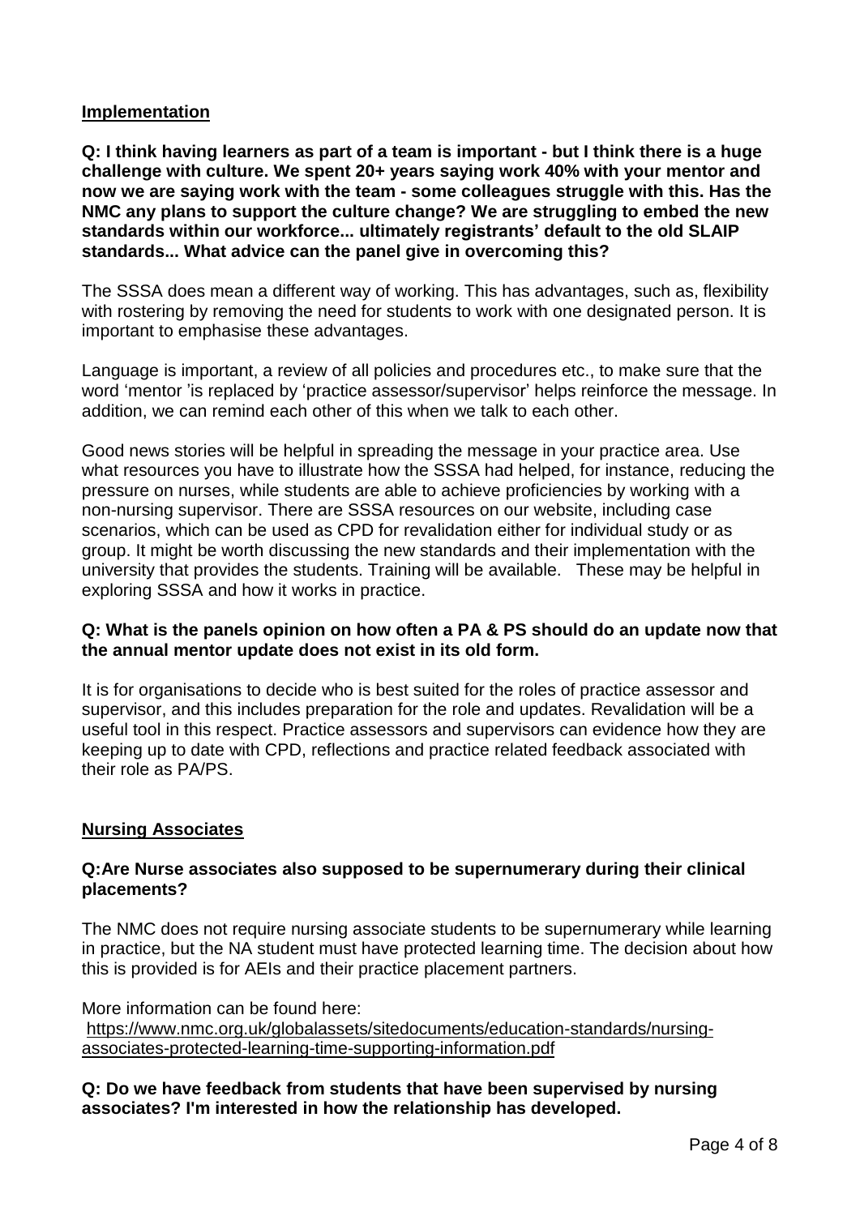## Implementation

**Q: I think having learners as part of a team is important - but I think there is a huge challenge with culture. We spent 20+ years saying work 40% with your mentor and now we are saying work with the team - some colleagues struggle with this. Has the NMC any plans to support the culture change? We are struggling to embed the new standards within our workforce... ultimately registrants' default to the old SLAIP standards... What advice can the panel give in overcoming this?**

The SSSA does mean a different way of working. This has advantages, such as, flexibility with rostering by removing the need for students to work with one designated person. It is important to emphasise these advantages.

Language is important, a review of all policies and procedures etc., to make sure that the word 'mentor 'is replaced by 'practice assessor/supervisor' helps reinforce the message. In addition, we can remind each other of this when we talk to each other.

Good news stories will be helpful in spreading the message in your practice area. Use what resources you have to illustrate how the SSSA had helped, for instance, reducing the pressure on nurses, while students are able to achieve proficiencies by working with a non-nursing supervisor. There are SSSA resources on our website, including case scenarios, which can be used as CPD for revalidation either for individual study or as group. It might be worth discussing the new standards and their implementation with the university that provides the students. Training will be available. These may be helpful in exploring SSSA and how it works in practice.

**Q: What is the panels opinion on how often a PA & PS should do an update now that the annual mentor update does not exist in its old form.**

It is for organisations to decide who is best suited for the roles of practice assessor and supervisor, and this includes preparation for the role and updates. Revalidation will be a useful tool in this respect. Practice assessors and supervisors can evidence how they are keeping up to date with CPD, reflections and practice related feedback associated with their role as PA/PS.

## Nursing Associates

**Q:Are Nurse associates also supposed to be supernumerary during their clinical placements?**

The NMC does not require nursing associate students to be supernumerary while learning in practice, but the NA student must have protected learning time. The decision about how this is provided is for AEIs and their practice placement partners.

More information can be found here:
https://www.nmc.org.uk/globalassets/sitedocuments/education-standards/nursing-associates-protected-learning-time-supporting-information.pdf

**Q: Do we have feedback from students that have been supervised by nursing associates? I'm interested in how the relationship has developed.**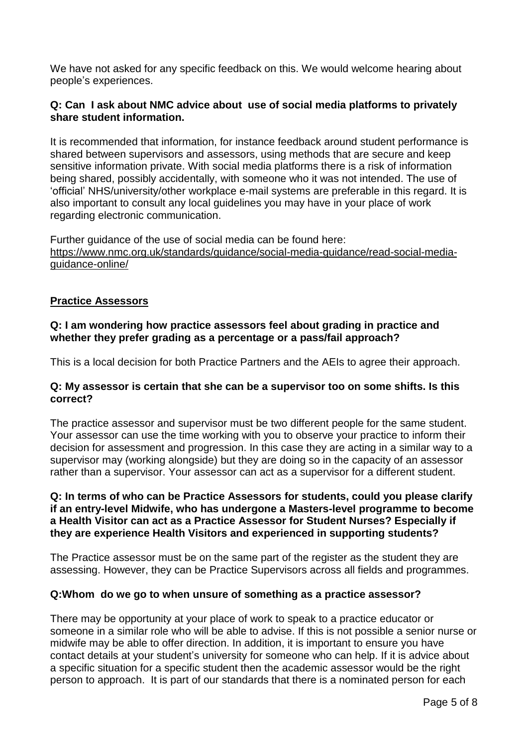We have not asked for any specific feedback on this. We would welcome hearing about people's experiences.

**Q: Can I ask about NMC advice about use of social media platforms to privately share student information.**

It is recommended that information, for instance feedback around student performance is shared between supervisors and assessors, using methods that are secure and keep sensitive information private. With social media platforms there is a risk of information being shared, possibly accidentally, with someone who it was not intended. The use of 'official' NHS/university/other workplace e-mail systems are preferable in this regard. It is also important to consult any local guidelines you may have in your place of work regarding electronic communication.

Further guidance of the use of social media can be found here: [https://www.nmc.org.uk/standards/guidance/social-media-guidance/read-social-media-guidance-online/](https://www.nmc.org.uk/standards/guidance/social-media-guidance/read-social-media-guidance-online/)

## Practice Assessors

**Q: I am wondering how practice assessors feel about grading in practice and whether they prefer grading as a percentage or a pass/fail approach?**

This is a local decision for both Practice Partners and the AEIs to agree their approach.

**Q: My assessor is certain that she can be a supervisor too on some shifts. Is this correct?**

The practice assessor and supervisor must be two different people for the same student. Your assessor can use the time working with you to observe your practice to inform their decision for assessment and progression. In this case they are acting in a similar way to a supervisor may (working alongside) but they are doing so in the capacity of an assessor rather than a supervisor. Your assessor can act as a supervisor for a different student.

**Q: In terms of who can be Practice Assessors for students, could you please clarify if an entry-level Midwife, who has undergone a Masters-level programme to become a Health Visitor can act as a Practice Assessor for Student Nurses? Especially if they are experience Health Visitors and experienced in supporting students?**

The Practice assessor must be on the same part of the register as the student they are assessing. However, they can be Practice Supervisors across all fields and programmes.

**Q:Whom do we go to when unsure of something as a practice assessor?**

There may be opportunity at your place of work to speak to a practice educator or someone in a similar role who will be able to advise. If this is not possible a senior nurse or midwife may be able to offer direction. In addition, it is important to ensure you have contact details at your student's university for someone who can help. If it is advice about a specific situation for a specific student then the academic assessor would be the right person to approach. It is part of our standards that there is a nominated person for each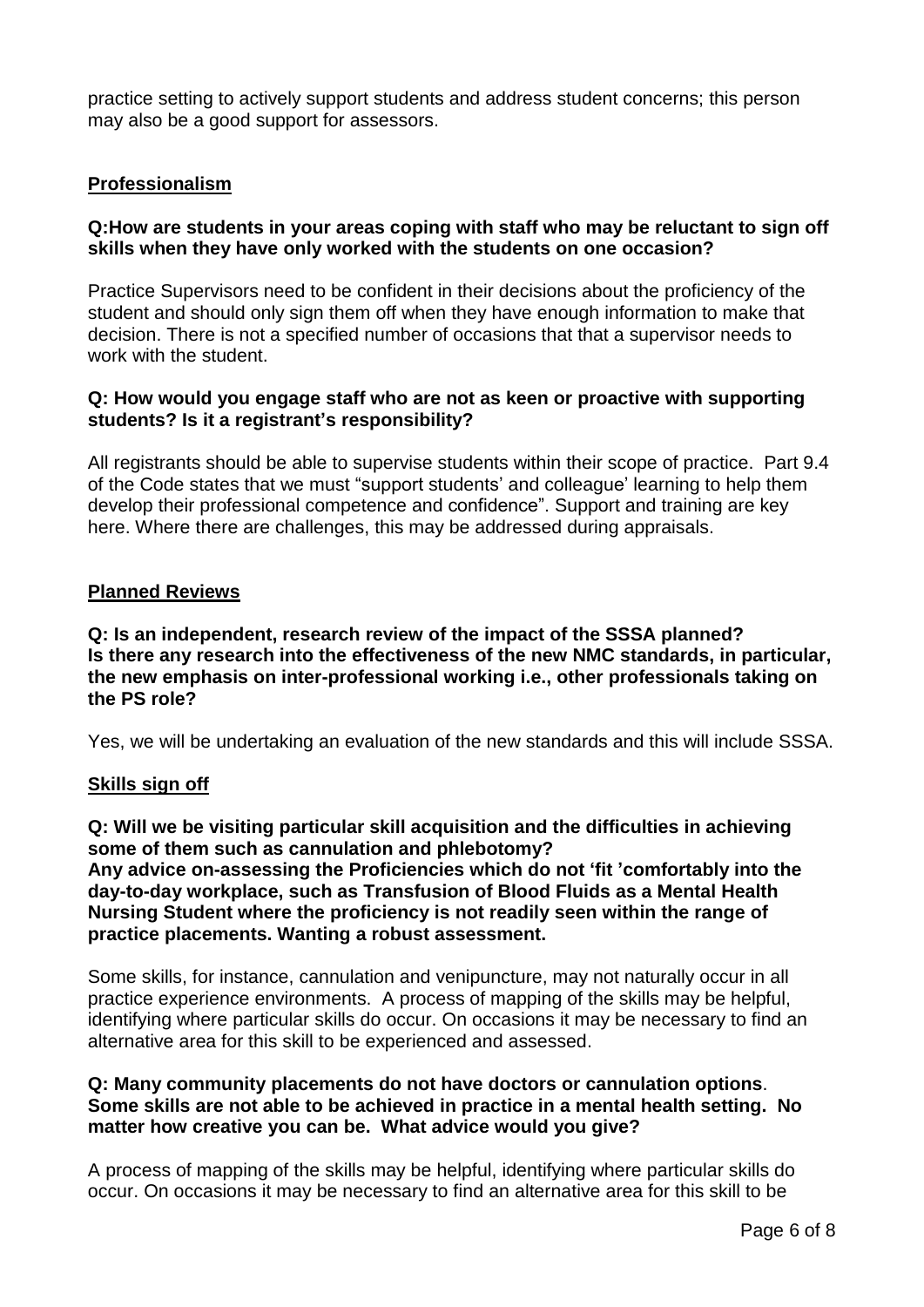practice setting to actively support students and address student concerns; this person may also be a good support for assessors.

## Professionalism

**Q:How are students in your areas coping with staff who may be reluctant to sign off skills when they have only worked with the students on one occasion?**

Practice Supervisors need to be confident in their decisions about the proficiency of the student and should only sign them off when they have enough information to make that decision. There is not a specified number of occasions that that a supervisor needs to work with the student.

**Q: How would you engage staff who are not as keen or proactive with supporting students? Is it a registrant's responsibility?**

All registrants should be able to supervise students within their scope of practice. Part 9.4 of the Code states that we must "support students' and colleague' learning to help them develop their professional competence and confidence". Support and training are key here. Where there are challenges, this may be addressed during appraisals.

## Planned Reviews

**Q: Is an independent, research review of the impact of the SSSA planned? Is there any research into the effectiveness of the new NMC standards, in particular, the new emphasis on inter-professional working i.e., other professionals taking on the PS role?**

Yes, we will be undertaking an evaluation of the new standards and this will include SSSA.

## Skills sign off

**Q: Will we be visiting particular skill acquisition and the difficulties in achieving some of them such as cannulation and phlebotomy?**
**Any advice on-assessing the Proficiencies which do not 'fit 'comfortably into the day-to-day workplace, such as Transfusion of Blood Fluids as a Mental Health Nursing Student where the proficiency is not readily seen within the range of practice placements. Wanting a robust assessment.**

Some skills, for instance, cannulation and venipuncture, may not naturally occur in all practice experience environments. A process of mapping of the skills may be helpful, identifying where particular skills do occur. On occasions it may be necessary to find an alternative area for this skill to be experienced and assessed.

**Q: Many community placements do not have doctors or cannulation options**. **Some skills are not able to be achieved in practice in a mental health setting. No matter how creative you can be. What advice would you give?**

A process of mapping of the skills may be helpful, identifying where particular skills do occur. On occasions it may be necessary to find an alternative area for this skill to be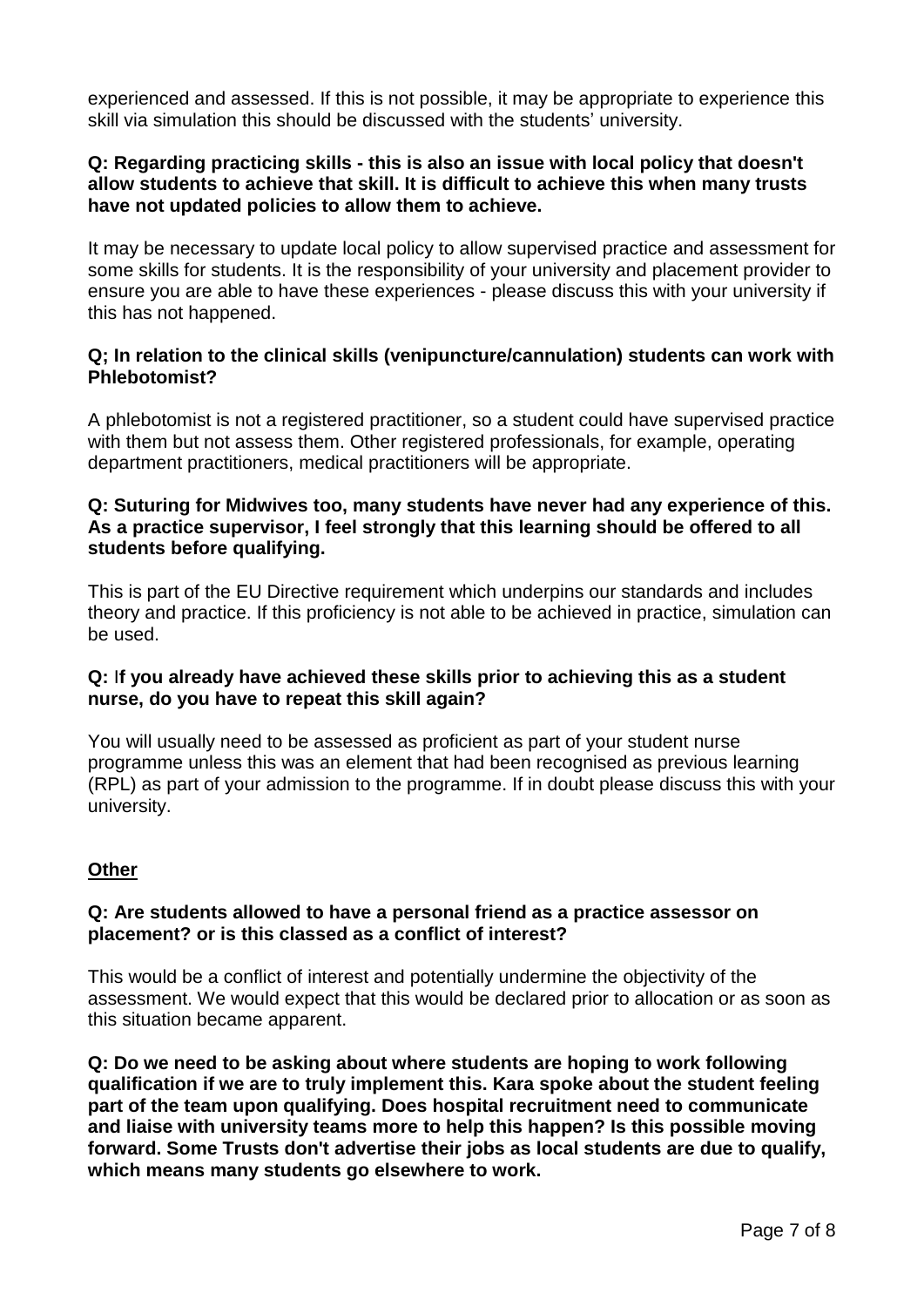experienced and assessed. If this is not possible, it may be appropriate to experience this skill via simulation this should be discussed with the students' university.

**Q: Regarding practicing skills - this is also an issue with local policy that doesn't allow students to achieve that skill. It is difficult to achieve this when many trusts have not updated policies to allow them to achieve.**

It may be necessary to update local policy to allow supervised practice and assessment for some skills for students. It is the responsibility of your university and placement provider to ensure you are able to have these experiences - please discuss this with your university if this has not happened.

**Q; In relation to the clinical skills (venipuncture/cannulation) students can work with Phlebotomist?**

A phlebotomist is not a registered practitioner, so a student could have supervised practice with them but not assess them. Other registered professionals, for example, operating department practitioners, medical practitioners will be appropriate.

**Q: Suturing for Midwives too, many students have never had any experience of this. As a practice supervisor, I feel strongly that this learning should be offered to all students before qualifying.**

This is part of the EU Directive requirement which underpins our standards and includes theory and practice. If this proficiency is not able to be achieved in practice, simulation can be used.

**Q: If you already have achieved these skills prior to achieving this as a student nurse, do you have to repeat this skill again?**

You will usually need to be assessed as proficient as part of your student nurse programme unless this was an element that had been recognised as previous learning (RPL) as part of your admission to the programme. If in doubt please discuss this with your university.

## Other

**Q: Are students allowed to have a personal friend as a practice assessor on placement? or is this classed as a conflict of interest?**

This would be a conflict of interest and potentially undermine the objectivity of the assessment. We would expect that this would be declared prior to allocation or as soon as this situation became apparent.

**Q: Do we need to be asking about where students are hoping to work following qualification if we are to truly implement this. Kara spoke about the student feeling part of the team upon qualifying. Does hospital recruitment need to communicate and liaise with university teams more to help this happen? Is this possible moving forward. Some Trusts don't advertise their jobs as local students are due to qualify, which means many students go elsewhere to work.**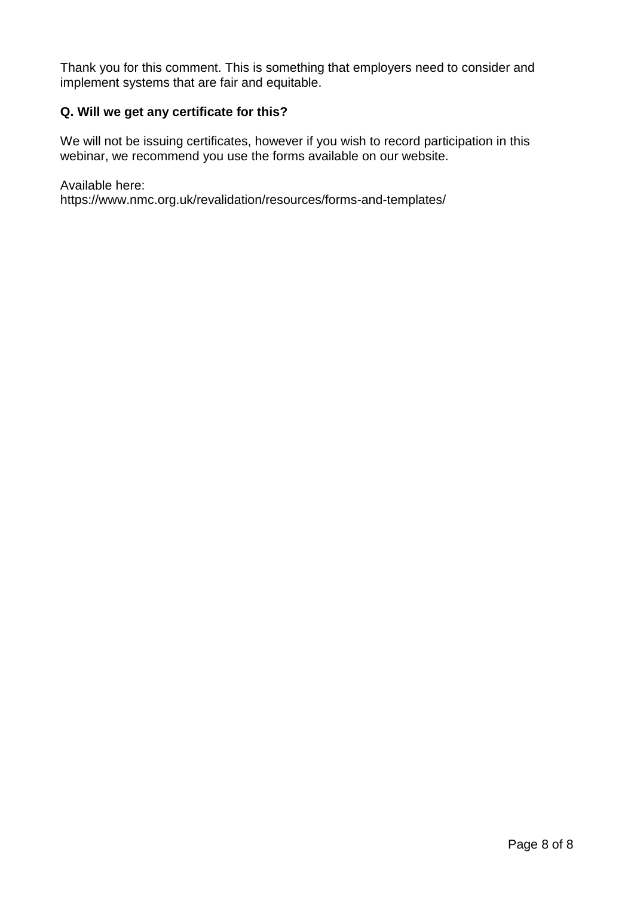Thank you for this comment. This is something that employers need to consider and implement systems that are fair and equitable.

**Q. Will we get any certificate for this?**

We will not be issuing certificates, however if you wish to record participation in this webinar, we recommend you use the forms available on our website.

Available here:
https://www.nmc.org.uk/revalidation/resources/forms-and-templates/